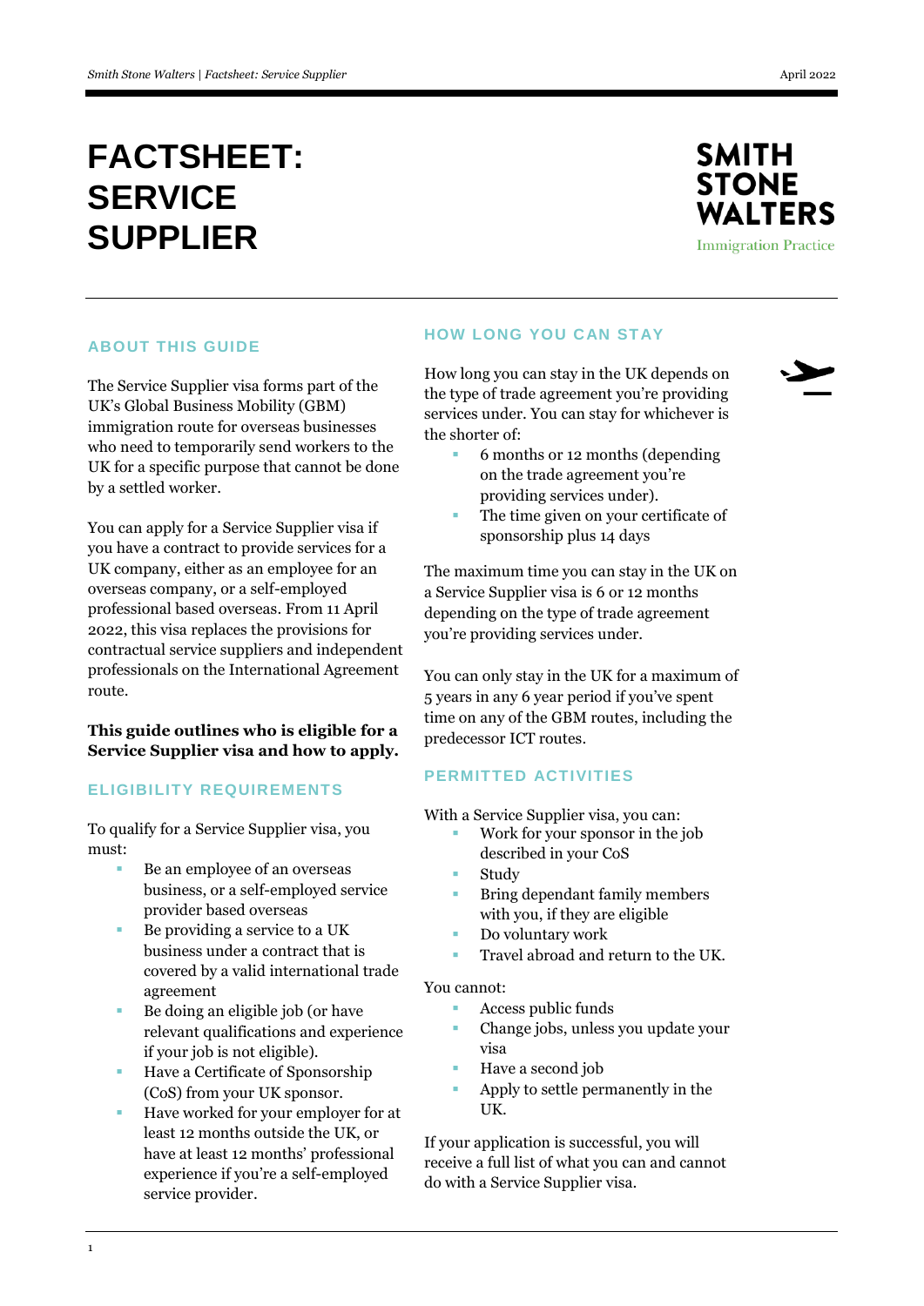# FACTSHEET: SERVICE SUPPLIER

SMITH STONE WALTERS
Immigration Practice

## ABOUT THIS GUIDE

The Service Supplier visa forms part of the UK's Global Business Mobility (GBM) immigration route for overseas businesses who need to temporarily send workers to the UK for a specific purpose that cannot be done by a settled worker.

You can apply for a Service Supplier visa if you have a contract to provide services for a UK company, either as an employee for an overseas company, or a self-employed professional based overseas. From 11 April 2022, this visa replaces the provisions for contractual service suppliers and independent professionals on the International Agreement route.

**This guide outlines who is eligible for a Service Supplier visa and how to apply.**

## ELIGIBILITY REQUIREMENTS

To qualify for a Service Supplier visa, you must:

- Be an employee of an overseas business, or a self-employed service provider based overseas
- Be providing a service to a UK business under a contract that is covered by a valid international trade agreement
- Be doing an eligible job (or have relevant qualifications and experience if your job is not eligible).
- Have a Certificate of Sponsorship (CoS) from your UK sponsor.
- Have worked for your employer for at least 12 months outside the UK, or have at least 12 months' professional experience if you're a self-employed service provider.

## HOW LONG YOU CAN STAY

How long you can stay in the UK depends on the type of trade agreement you're providing services under. You can stay for whichever is the shorter of:

- 6 months or 12 months (depending on the trade agreement you're providing services under).
- The time given on your certificate of sponsorship plus 14 days

The maximum time you can stay in the UK on a Service Supplier visa is 6 or 12 months depending on the type of trade agreement you're providing services under.

You can only stay in the UK for a maximum of 5 years in any 6 year period if you've spent time on any of the GBM routes, including the predecessor ICT routes.

## PERMITTED ACTIVITIES

With a Service Supplier visa, you can:

- Work for your sponsor in the job described in your CoS
- Study
- Bring dependant family members with you, if they are eligible
- Do voluntary work
- Travel abroad and return to the UK.

You cannot:

- Access public funds
- Change jobs, unless you update your visa
- Have a second job
- Apply to settle permanently in the UK.

If your application is successful, you will receive a full list of what you can and cannot do with a Service Supplier visa.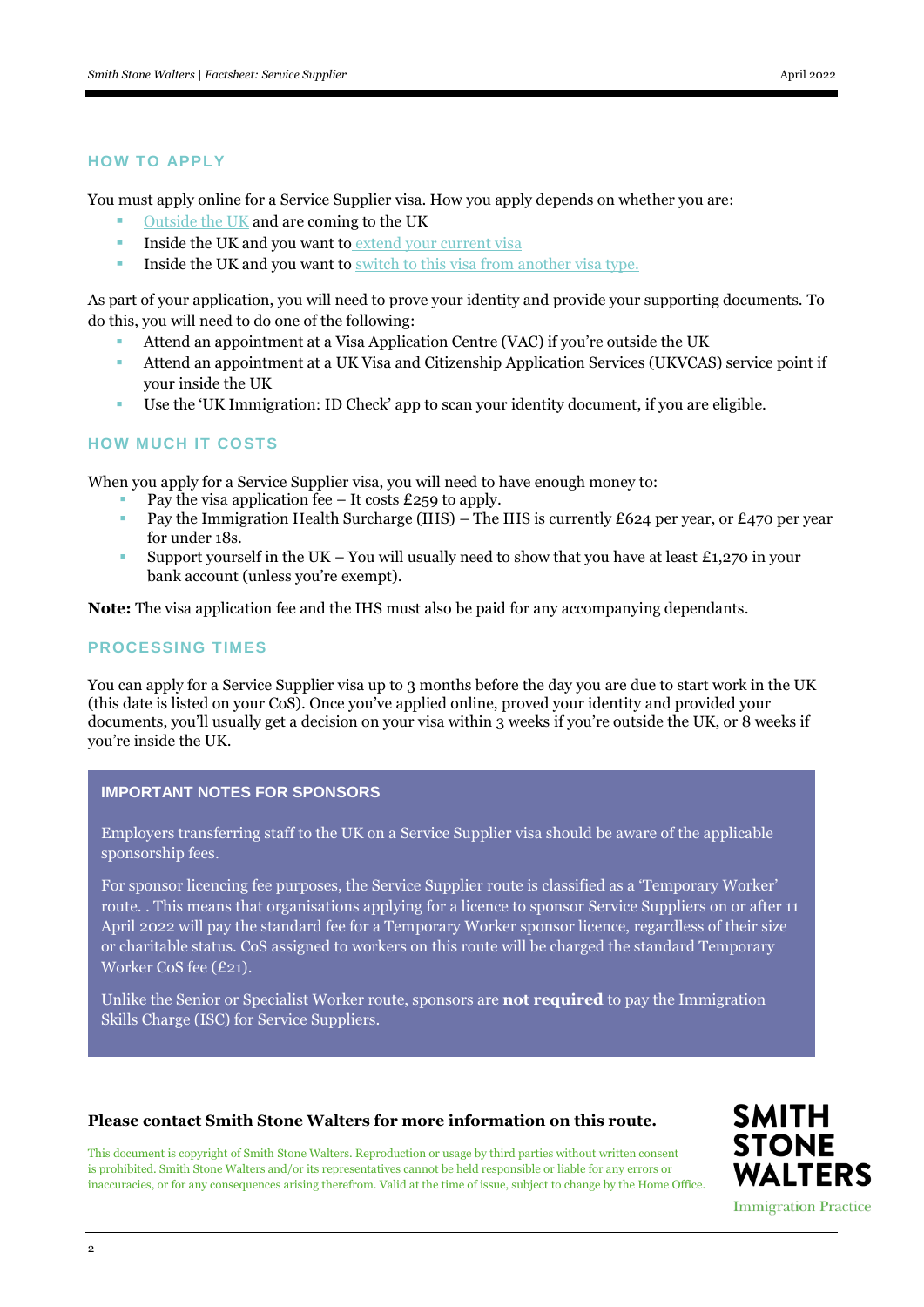## HOW TO APPLY

You must apply online for a Service Supplier visa. How you apply depends on whether you are:

- Outside the UK and are coming to the UK
- Inside the UK and you want to extend your current visa
- Inside the UK and you want to switch to this visa from another visa type.

As part of your application, you will need to prove your identity and provide your supporting documents. To do this, you will need to do one of the following:

- Attend an appointment at a Visa Application Centre (VAC) if you're outside the UK
- Attend an appointment at a UK Visa and Citizenship Application Services (UKVCAS) service point if your inside the UK
- Use the 'UK Immigration: ID Check' app to scan your identity document, if you are eligible.

## HOW MUCH IT COSTS

When you apply for a Service Supplier visa, you will need to have enough money to:

- Pay the visa application fee – It costs £259 to apply.
- Pay the Immigration Health Surcharge (IHS) – The IHS is currently £624 per year, or £470 per year for under 18s.
- Support yourself in the UK – You will usually need to show that you have at least £1,270 in your bank account (unless you're exempt).

**Note:** The visa application fee and the IHS must also be paid for any accompanying dependants.

## PROCESSING TIMES

You can apply for a Service Supplier visa up to 3 months before the day you are due to start work in the UK (this date is listed on your CoS). Once you've applied online, proved your identity and provided your documents, you'll usually get a decision on your visa within 3 weeks if you're outside the UK, or 8 weeks if you're inside the UK.

### IMPORTANT NOTES FOR SPONSORS

Employers transferring staff to the UK on a Service Supplier visa should be aware of the applicable sponsorship fees.

For sponsor licencing fee purposes, the Service Supplier route is classified as a 'Temporary Worker' route. . This means that organisations applying for a licence to sponsor Service Suppliers on or after 11 April 2022 will pay the standard fee for a Temporary Worker sponsor licence, regardless of their size or charitable status. CoS assigned to workers on this route will be charged the standard Temporary Worker CoS fee (£21).

Unlike the Senior or Specialist Worker route, sponsors are **not required** to pay the Immigration Skills Charge (ISC) for Service Suppliers.

**Please contact Smith Stone Walters for more information on this route.**

This document is copyright of Smith Stone Walters. Reproduction or usage by third parties without written consent is prohibited. Smith Stone Walters and/or its representatives cannot be held responsible or liable for any errors or inaccuracies, or for any consequences arising therefrom. Valid at the time of issue, subject to change by the Home Office.

SMITH STONE WALTERS
Immigration Practice